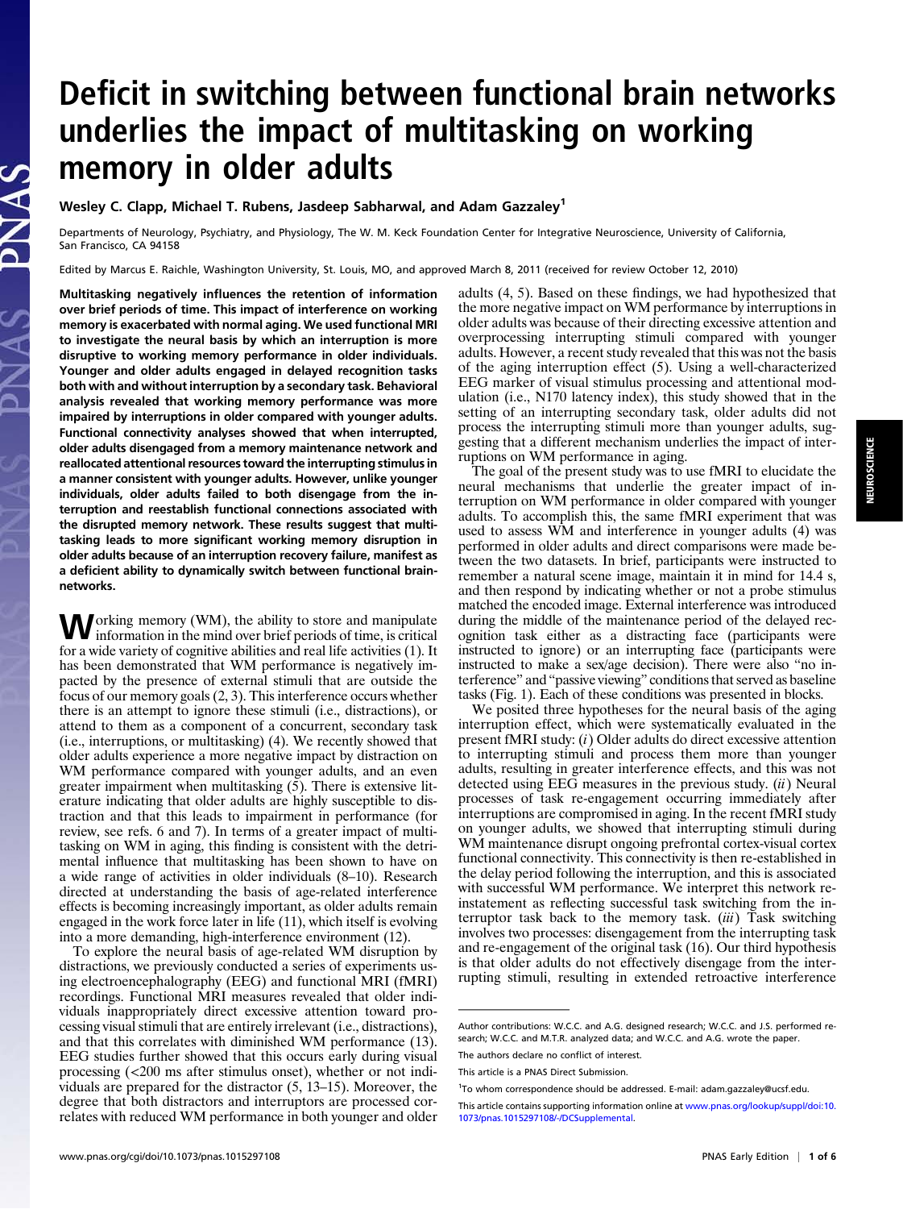# Deficit in switching between functional brain networks underlies the impact of multitasking on working memory in older adults

**Wesley C. Clapp, Michael T. Rubens, Jasdeep Sabharwal, and Adam Gazzaley[1]**

Departments of Neurology, Psychiatry, and Physiology, The W. M. Keck Foundation Center for Integrative Neuroscience, University of California, San Francisco, CA 94158

Edited by Marcus E. Raichle, Washington University, St. Louis, MO, and approved March 8, 2011 (received for review October 12, 2010)

**Multitasking negatively influences the retention of information over brief periods of time. This impact of interference on working memory is exacerbated with normal aging. We used functional MRI to investigate the neural basis by which an interruption is more disruptive to working memory performance in older individuals. Younger and older adults engaged in delayed recognition tasks both with and without interruption by a secondary task. Behavioral analysis revealed that working memory performance was more impaired by interruptions in older compared with younger adults. Functional connectivity analyses showed that when interrupted, older adults disengaged from a memory maintenance network and reallocated attentional resources toward the interrupting stimulus in a manner consistent with younger adults. However, unlike younger individuals, older adults failed to both disengage from the interruption and reestablish functional connections associated with the disrupted memory network. These results suggest that multitasking leads to more significant working memory disruption in older adults because of an interruption recovery failure, manifest as a deficient ability to dynamically switch between functional brain networks.**

Working memory (WM), the ability to store and manipulate information in the mind over brief periods of time, is critical for a wide variety of cognitive abilities and real life activities (1). It has been demonstrated that WM performance is negatively impacted by the presence of external stimuli that are outside the focus of our memory goals (2, 3). This interference occurs whether there is an attempt to ignore these stimuli (i.e., distractions), or attend to them as a component of a concurrent, secondary task (i.e., interruptions, or multitasking) (4). We recently showed that older adults experience a more negative impact by distraction on WM performance compared with younger adults, and an even greater impairment when multitasking (5). There is extensive literature indicating that older adults are highly susceptible to distraction and that this leads to impairment in performance (for review, see refs. 6 and 7). In terms of a greater impact of multitasking on WM in aging, this finding is consistent with the detrimental influence that multitasking has been shown to have on a wide range of activities in older individuals (8–10). Research directed at understanding the basis of age-related interference effects is becoming increasingly important, as older adults remain engaged in the work force later in life (11), which itself is evolving into a more demanding, high-interference environment (12).

To explore the neural basis of age-related WM disruption by distractions, we previously conducted a series of experiments using electroencephalography (EEG) and functional MRI (fMRI) recordings. Functional MRI measures revealed that older individuals inappropriately direct excessive attention toward processing visual stimuli that are entirely irrelevant (i.e., distractions), and that this correlates with diminished WM performance (13). EEG studies further showed that this occurs early during visual processing (<200 ms after stimulus onset), whether or not individuals are prepared for the distractor (5, 13–15). Moreover, the degree that both distractors and interruptors are processed correlates with reduced WM performance in both younger and older adults (4, 5). Based on these findings, we had hypothesized that the more negative impact on WM performance by interruptions in older adults was because of their directing excessive attention and overprocessing interrupting stimuli compared with younger adults. However, a recent study revealed that this was not the basis of the aging interruption effect (5). Using a well-characterized EEG marker of visual stimulus processing and attentional modulation (i.e., N170 latency index), this study showed that in the setting of an interrupting secondary task, older adults did not process the interrupting stimuli more than younger adults, suggesting that a different mechanism underlies the impact of interruptions on WM performance in aging.

The goal of the present study was to use fMRI to elucidate the neural mechanisms that underlie the greater impact of interruption on WM performance in older compared with younger adults. To accomplish this, the same fMRI experiment that was used to assess WM and interference in younger adults (4) was performed in older adults and direct comparisons were made between the two datasets. In brief, participants were instructed to remember a natural scene image, maintain it in mind for 14.4 s, and then respond by indicating whether or not a probe stimulus matched the encoded image. External interference was introduced during the middle of the maintenance period of the delayed recognition task either as a distracting face (participants were instructed to ignore) or an interrupting face (participants were instructed to make a sex/age decision). There were also "no interference" and "passive viewing" conditions that served as baseline tasks (Fig. 1). Each of these conditions was presented in blocks.

We posited three hypotheses for the neural basis of the aging interruption effect, which were systematically evaluated in the present fMRI study: (*i*) Older adults do direct excessive attention to interrupting stimuli and process them more than younger adults, resulting in greater interference effects, and this was not detected using EEG measures in the previous study. (*ii*) Neural processes of task re-engagement occurring immediately after interruptions are compromised in aging. In the recent fMRI study on younger adults, we showed that interrupting stimuli during WM maintenance disrupt ongoing prefrontal cortex-visual cortex functional connectivity. This connectivity is then re-established in the delay period following the interruption, and this is associated with successful WM performance. We interpret this network reinstatement as reflecting successful task switching from the interruptor task back to the memory task. (*iii*) Task switching involves two processes: disengagement from the interrupting task and re-engagement of the original task (16). Our third hypothesis is that older adults do not effectively disengage from the interrupting stimuli, resulting in extended retroactive interference

---

Author contributions: W.C.C. and A.G. designed research; W.C.C. and J.S. performed research; W.C.C. and M.T.R. analyzed data; and W.C.C. and A.G. wrote the paper.

The authors declare no conflict of interest.

This article is a PNAS Direct Submission.

[1]To whom correspondence should be addressed. E-mail: adam.gazzaley@ucsf.edu.

This article contains supporting information online at www.pnas.org/lookup/suppl/doi:10.1073/pnas.1015297108/-/DCSupplemental.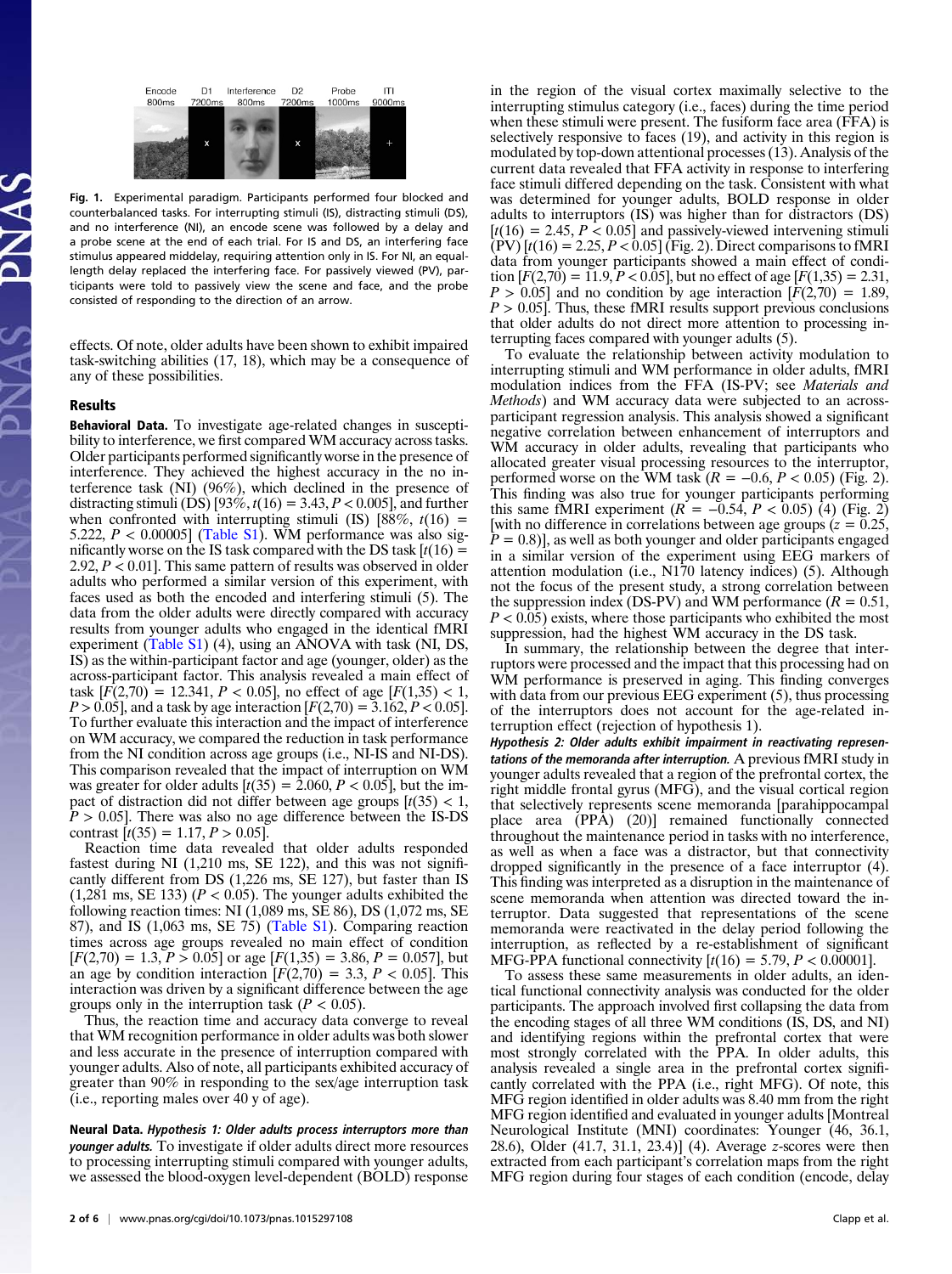Encode 800ms | D1 7200ms | Interference 800ms | D2 7200ms | Probe 1000ms | ITI 9000ms

**Fig. 1.** Experimental paradigm. Participants performed four blocked and counterbalanced tasks. For interrupting stimuli (IS), distracting stimuli (DS), and no interference (NI), an encode scene was followed by a delay and a probe scene at the end of each trial. For IS and DS, an interfering face stimulus appeared middelay, requiring attention only in IS. For NI, an equal-length delay replaced the interfering face. For passively viewed (PV), participants were told to passively view the scene and face, and the probe consisted of responding to the direction of an arrow.

effects. Of note, older adults have been shown to exhibit impaired task-switching abilities (17, 18), which may be a consequence of any of these possibilities.

## Results

**Behavioral Data.** To investigate age-related changes in susceptibility to interference, we first compared WM accuracy across tasks. Older participants performed significantly worse in the presence of interference. They achieved the highest accuracy in the no interference task (NI) (96%), which declined in the presence of distracting stimuli (DS) [93%, $t(16) = 3.43$, $P < 0.005$], and further when confronted with interrupting stimuli (IS) [88%, $t(16) = 5.222$, $P < 0.00005$] (Table S1). WM performance was also significantly worse on the IS task compared with the DS task [$t(16) = 2.92$, $P < 0.01$]. This same pattern of results was observed in older adults who performed a similar version of this experiment, with faces used as both the encoded and interfering stimuli (5). The data from the older adults were directly compared with accuracy results from younger adults who engaged in the identical fMRI experiment (Table S1) (4), using an ANOVA with task (NI, DS, IS) as the within-participant factor and age (younger, older) as the across-participant factor. This analysis revealed a main effect of task [$F(2,70) = 12.341$, $P < 0.05$], no effect of age [$F(1,35) < 1$, $P > 0.05$], and a task by age interaction [$F(2,70) = 3.162$, $P < 0.05$]. To further evaluate this interaction and the impact of interference on WM accuracy, we compared the reduction in task performance from the NI condition across age groups (i.e., NI-IS and NI-DS). This comparison revealed that the impact of interruption on WM was greater for older adults [$t(35) = 2.060$, $P < 0.05$], but the impact of distraction did not differ between age groups [$t(35) < 1$, $P > 0.05$]. There was also no age difference between the IS-DS contrast [$t(35) = 1.17$, $P > 0.05$].

Reaction time data revealed that older adults responded fastest during NI (1,210 ms, SE 122), and this was not significantly different from DS (1,226 ms, SE 127), but faster than IS (1,281 ms, SE 133) ($P < 0.05$). The younger adults exhibited the following reaction times: NI (1,089 ms, SE 86), DS (1,072 ms, SE 87), and IS (1,063 ms, SE 75) (Table S1). Comparing reaction times across age groups revealed no main effect of condition [$F(2,70) = 1.3$, $P > 0.05$] or age [$F(1,35) = 3.86$, $P = 0.057$], but an age by condition interaction [$F(2,70) = 3.3$, $P < 0.05$]. This interaction was driven by a significant difference between the age groups only in the interruption task ($P < 0.05$).

Thus, the reaction time and accuracy data converge to reveal that WM recognition performance in older adults was both slower and less accurate in the presence of interruption compared with younger adults. Also of note, all participants exhibited accuracy of greater than 90% in responding to the sex/age interruption task (i.e., reporting males over 40 y of age).

**Neural Data.** ***Hypothesis 1: Older adults process interruptors more than younger adults.*** To investigate if older adults direct more resources to processing interrupting stimuli compared with younger adults, we assessed the blood-oxygen level-dependent (BOLD) response in the region of the visual cortex maximally selective to the interrupting stimulus category (i.e., faces) during the time period when these stimuli were present. The fusiform face area (FFA) is selectively responsive to faces (19), and activity in this region is modulated by top-down attentional processes (13). Analysis of the current data revealed that FFA activity in response to interfering face stimuli differed depending on the task. Consistent with what was determined for younger adults, BOLD response in older adults to interruptors (IS) was higher than for distractors (DS) [$t(16) = 2.45$, $P < 0.05$] and passively-viewed intervening stimuli (PV) [$t(16) = 2.25$, $P < 0.05$] (Fig. 2). Direct comparisons to fMRI data from younger participants showed a main effect of condition [$F(2,70) = 11.9$, $P < 0.05$], but no effect of age [$F(1,35) = 2.31$, $P > 0.05$] and no condition by age interaction [$F(2,70) = 1.89$, $P > 0.05$]. Thus, these fMRI results support previous conclusions that older adults do not direct more attention to processing interrupting faces compared with younger adults (5).

To evaluate the relationship between activity modulation to interrupting stimuli and WM performance in older adults, fMRI modulation indices from the FFA (IS-PV; see *Materials and Methods*) and WM accuracy data were subjected to an across-participant regression analysis. This analysis showed a significant negative correlation between enhancement of interruptors and WM accuracy in older adults, revealing that participants who allocated greater visual processing resources to the interruptor, performed worse on the WM task ($R = -0.6$, $P < 0.05$) (Fig. 2). This finding was also true for younger participants performing this same fMRI experiment ($R = -0.54$, $P < 0.05$) (4) (Fig. 2) [with no difference in correlations between age groups ($z = 0.25$, $P = 0.8$)], as well as both younger and older participants engaged in a similar version of the experiment using EEG markers of attention modulation (i.e., N170 latency indices) (5). Although not the focus of the present study, a strong correlation between the suppression index (DS-PV) and WM performance ($R = 0.51$, $P < 0.05$) exists, where those participants who exhibited the most suppression, had the highest WM accuracy in the DS task.

In summary, the relationship between the degree that interruptors were processed and the impact that this processing had on WM performance is preserved in aging. This finding converges with data from our previous EEG experiment (5), thus processing of the interruptors does not account for the age-related interruption effect (rejection of hypothesis 1).

***Hypothesis 2: Older adults exhibit impairment in reactivating representations of the memoranda after interruption.*** A previous fMRI study in younger adults revealed that a region of the prefrontal cortex, the right middle frontal gyrus (MFG), and the visual cortical region that selectively represents scene memoranda [parahippocampal place area (PPA) (20)] remained functionally connected throughout the maintenance period in tasks with no interference, as well as when a face was a distractor, but that connectivity dropped significantly in the presence of a face interruptor (4). This finding was interpreted as a disruption in the maintenance of scene memoranda when attention was directed toward the interruptor. Data suggested that representations of the scene memoranda were reactivated in the delay period following the interruption, as reflected by a re-establishment of significant MFG-PPA functional connectivity [$t(16) = 5.79$, $P < 0.00001$].

To assess these same measurements in older adults, an identical functional connectivity analysis was conducted for the older participants. The approach involved first collapsing the data from the encoding stages of all three WM conditions (IS, DS, and NI) and identifying regions within the prefrontal cortex that were most strongly correlated with the PPA. In older adults, this analysis revealed a single area in the prefrontal cortex significantly correlated with the PPA (i.e., right MFG). Of note, this MFG region identified in older adults was 8.40 mm from the right MFG region identified and evaluated in younger adults [Montreal Neurological Institute (MNI) coordinates: Younger (46, 36.1, 28.6), Older (41.7, 31.1, 23.4)] (4). Average $z$-scores were then extracted from each participant's correlation maps from the right MFG region during four stages of each condition (encode, delay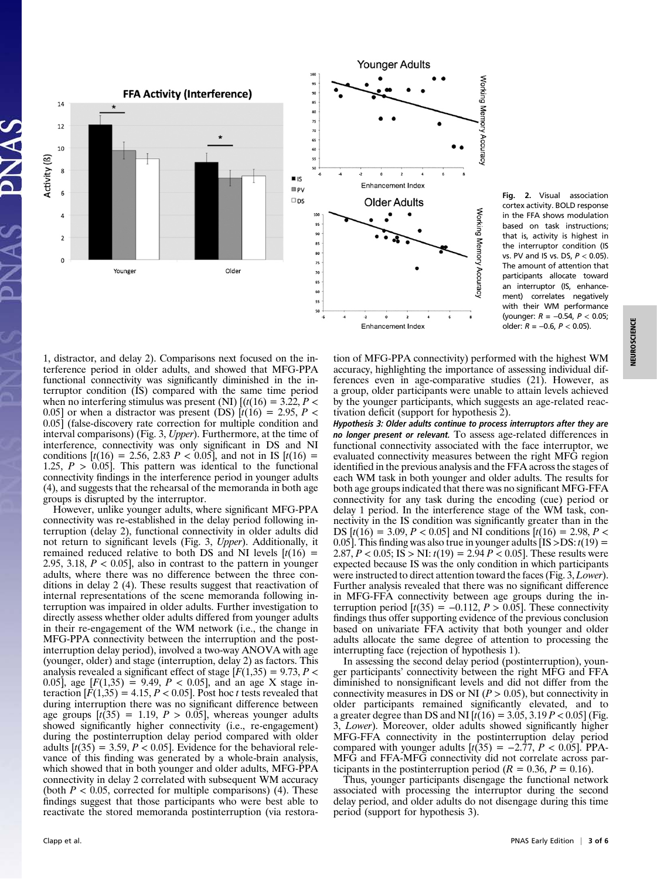**Fig. 2.** Visual association cortex activity. BOLD response in the FFA shows modulation based on task instructions; that is, activity is highest in the interruptor condition (IS vs. PV and IS vs. DS, $P < 0.05$). The amount of attention that participants allocate toward an interruptor (IS, enhancement) correlates negatively with their WM performance (younger: $R = -0.54$, $P < 0.05$; older: $R = -0.6$, $P < 0.05$).

1, distractor, and delay 2). Comparisons next focused on the interference period in older adults, and showed that MFG-PPA functional connectivity was significantly diminished in the interruptor condition (IS) compared with the same time period when no interfering stimulus was present (NI) [($t(16) = 3.22$, $P < 0.05$] or when a distractor was present (DS) [$t(16) = 2.95$, $P < 0.05$] (false-discovery rate correction for multiple condition and interval comparisons) (Fig. 3, *Upper*). Furthermore, at the time of interference, connectivity was only significant in DS and NI conditions [$t(16) = 2.56, 2.83$ $P < 0.05$], and not in IS [$t(16) = 1.25$, $P > 0.05$]. This pattern was identical to the functional connectivity findings in the interference period in younger adults (4), and suggests that the rehearsal of the memoranda in both age groups is disrupted by the interruptor.

However, unlike younger adults, where significant MFG-PPA connectivity was re-established in the delay period following interruption (delay 2), functional connectivity in older adults did not return to significant levels (Fig. 3, *Upper*). Additionally, it remained reduced relative to both DS and NI levels [$t(16) = 2.95, 3.18$, $P < 0.05$], also in contrast to the pattern in younger adults, where there was no difference between the three conditions in delay 2 (4). These results suggest that reactivation of internal representations of the scene memoranda following interruption was impaired in older adults. Further investigation to directly assess whether older adults differed from younger adults in their re-engagement of the WM network (i.e., the change in MFG-PPA connectivity between the interruption and the postinterruption delay period), involved a two-way ANOVA with age (younger, older) and stage (interruption, delay 2) as factors. This analysis revealed a significant effect of stage [$F(1,35) = 9.73$, $P < 0.05$], age [$F(1,35) = 9.49$, $P < 0.05$], and an age X stage interaction [$F(1,35) = 4.15$, $P < 0.05$]. Post hoc *t* tests revealed that during interruption there was no significant difference between age groups [$t(35) = 1.19$, $P > 0.05$], whereas younger adults showed significantly higher connectivity (i.e., re-engagement) during the postinterruption delay period compared with older adults [$t(35) = 3.59$, $P < 0.05$]. Evidence for the behavioral relevance of this finding was generated by a whole-brain analysis, which showed that in both younger and older adults, MFG-PPA connectivity in delay 2 correlated with subsequent WM accuracy (both $P < 0.05$, corrected for multiple comparisons) (4). These findings suggest that those participants who were best able to reactivate the stored memoranda postinterruption (via restoration of MFG-PPA connectivity) performed with the highest WM accuracy, highlighting the importance of assessing individual differences even in age-comparative studies (21). However, as a group, older participants were unable to attain levels achieved by the younger participants, which suggests an age-related reactivation deficit (support for hypothesis 2).

***Hypothesis 3: Older adults continue to process interruptors after they are no longer present or relevant.*** To assess age-related differences in functional connectivity associated with the face interruptor, we evaluated connectivity measures between the right MFG region identified in the previous analysis and the FFA across the stages of each WM task in both younger and older adults. The results for both age groups indicated that there was no significant MFG-FFA connectivity for any task during the encoding (cue) period or delay 1 period. In the interference stage of the WM task, connectivity in the IS condition was significantly greater than in the DS [$t(16) = 3.09$, $P < 0.05$] and NI conditions [$t(16) = 2.98$, $P < 0.05$]. This finding was also true in younger adults [IS >DS: $t(19) = 2.87$, $P < 0.05$; IS > NI: $t(19) = 2.94$ $P < 0.05$]. These results were expected because IS was the only condition in which participants were instructed to direct attention toward the faces (Fig. 3, *Lower*). Further analysis revealed that there was no significant difference in MFG-FFA connectivity between age groups during the interruption period [$t(35) = -0.112$, $P > 0.05$]. These connectivity findings thus offer supporting evidence of the previous conclusion based on univariate FFA activity that both younger and older adults allocate the same degree of attention to processing the interrupting face (rejection of hypothesis 1).

In assessing the second delay period (postinterruption), younger participants' connectivity between the right MFG and FFA diminished to nonsignificant levels and did not differ from the connectivity measures in DS or NI ($P > 0.05$), but connectivity in older participants remained significantly elevated, and to a greater degree than DS and NI [$t(16) = 3.05, 3.19$ $P < 0.05$] (Fig. 3, *Lower*). Moreover, older adults showed significantly higher MFG-FFA connectivity in the postinterruption delay period compared with younger adults [$t(35) = -2.77$, $P < 0.05$]. PPA-MFG and FFA-MFG connectivity did not correlate across participants in the postinterruption period ($R = 0.36$, $P = 0.16$).

Thus, younger participants disengage the functional network associated with processing the interruptor during the second delay period, and older adults do not disengage during this time period (support for hypothesis 3).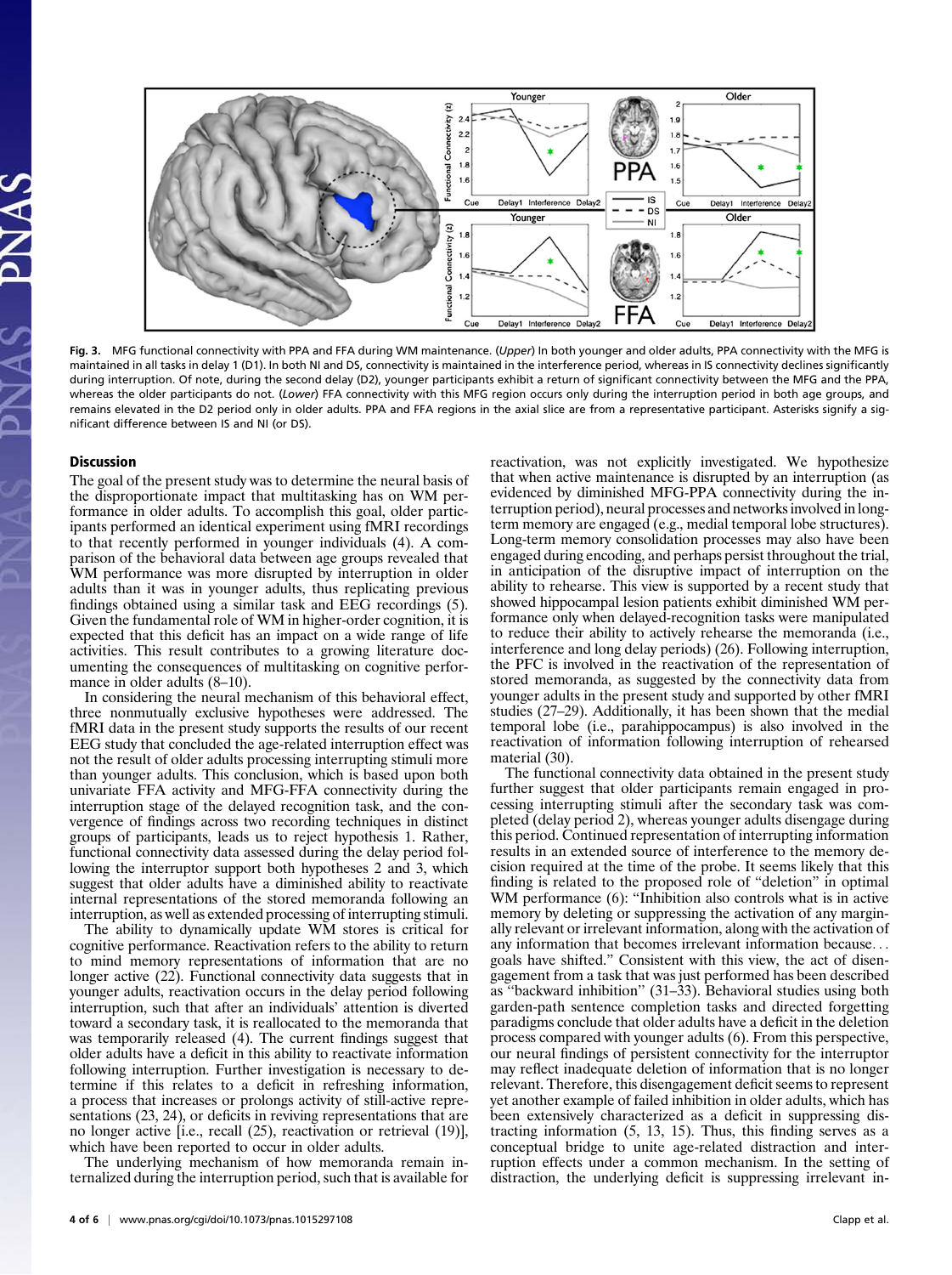**Fig. 3.** MFG functional connectivity with PPA and FFA during WM maintenance. (*Upper*) In both younger and older adults, PPA connectivity with the MFG is maintained in all tasks in delay 1 (D1). In both NI and DS, connectivity is maintained in the interference period, whereas in IS connectivity declines significantly during interruption. Of note, during the second delay (D2), younger participants exhibit a return of significant connectivity between the MFG and the PPA, whereas the older participants do not. (*Lower*) FFA connectivity with this MFG region occurs only during the interruption period in both age groups, and remains elevated in the D2 period only in older adults. PPA and FFA regions in the axial slice are from a representative participant. Asterisks signify a significant difference between IS and NI (or DS).

## Discussion

The goal of the present study was to determine the neural basis of the disproportionate impact that multitasking has on WM performance in older adults. To accomplish this goal, older participants performed an identical experiment using fMRI recordings to that recently performed in younger individuals (4). A comparison of the behavioral data between age groups revealed that WM performance was more disrupted by interruption in older adults than it was in younger adults, thus replicating previous findings obtained using a similar task and EEG recordings (5). Given the fundamental role of WM in higher-order cognition, it is expected that this deficit has an impact on a wide range of life activities. This result contributes to a growing literature documenting the consequences of multitasking on cognitive performance in older adults (8–10).

In considering the neural mechanism of this behavioral effect, three nonmutually exclusive hypotheses were addressed. The fMRI data in the present study supports the results of our recent EEG study that concluded the age-related interruption effect was not the result of older adults processing interrupting stimuli more than younger adults. This conclusion, which is based upon both univariate FFA activity and MFG-FFA connectivity during the interruption stage of the delayed recognition task, and the convergence of findings across two recording techniques in distinct groups of participants, leads us to reject hypothesis 1. Rather, functional connectivity data assessed during the delay period following the interruptor support both hypotheses 2 and 3, which suggest that older adults have a diminished ability to reactivate internal representations of the stored memoranda following an interruption, as well as extended processing of interrupting stimuli.

The ability to dynamically update WM stores is critical for cognitive performance. Reactivation refers to the ability to return to mind memory representations of information that are no longer active (22). Functional connectivity data suggests that in younger adults, reactivation occurs in the delay period following interruption, such that after an individuals' attention is diverted toward a secondary task, it is reallocated to the memoranda that was temporarily released (4). The current findings suggest that older adults have a deficit in this ability to reactivate information following interruption. Further investigation is necessary to determine if this relates to a deficit in refreshing information, a process that increases or prolongs activity of still-active representations (23, 24), or deficits in reviving representations that are no longer active [i.e., recall (25), reactivation or retrieval (19)], which have been reported to occur in older adults.

The underlying mechanism of how memoranda remain internalized during the interruption period, such that is available for reactivation, was not explicitly investigated. We hypothesize that when active maintenance is disrupted by an interruption (as evidenced by diminished MFG-PPA connectivity during the interruption period), neural processes and networks involved in long-term memory are engaged (e.g., medial temporal lobe structures). Long-term memory consolidation processes may also have been engaged during encoding, and perhaps persist throughout the trial, in anticipation of the disruptive impact of interruption on the ability to rehearse. This view is supported by a recent study that showed hippocampal lesion patients exhibit diminished WM performance only when delayed-recognition tasks were manipulated to reduce their ability to actively rehearse the memoranda (i.e., interference and long delay periods) (26). Following interruption, the PFC is involved in the reactivation of the representation of stored memoranda, as suggested by the connectivity data from younger adults in the present study and supported by other fMRI studies (27–29). Additionally, it has been shown that the medial temporal lobe (i.e., parahippocampus) is also involved in the reactivation of information following interruption of rehearsed material (30).

The functional connectivity data obtained in the present study further suggest that older participants remain engaged in processing interrupting stimuli after the secondary task was completed (delay period 2), whereas younger adults disengage during this period. Continued representation of interrupting information results in an extended source of interference to the memory decision required at the time of the probe. It seems likely that this finding is related to the proposed role of "deletion" in optimal WM performance (6): "Inhibition also controls what is in active memory by deleting or suppressing the activation of any marginally relevant or irrelevant information, along with the activation of any information that becomes irrelevant information because… goals have shifted." Consistent with this view, the act of disengagement from a task that was just performed has been described as "backward inhibition" (31–33). Behavioral studies using both garden-path sentence completion tasks and directed forgetting paradigms conclude that older adults have a deficit in the deletion process compared with younger adults (6). From this perspective, our neural findings of persistent connectivity for the interruptor may reflect inadequate deletion of information that is no longer relevant. Therefore, this disengagement deficit seems to represent yet another example of failed inhibition in older adults, which has been extensively characterized as a deficit in suppressing distracting information (5, 13, 15). Thus, this finding serves as a conceptual bridge to unite age-related distraction and interruption effects under a common mechanism. In the setting of distraction, the underlying deficit is suppressing irrelevant in-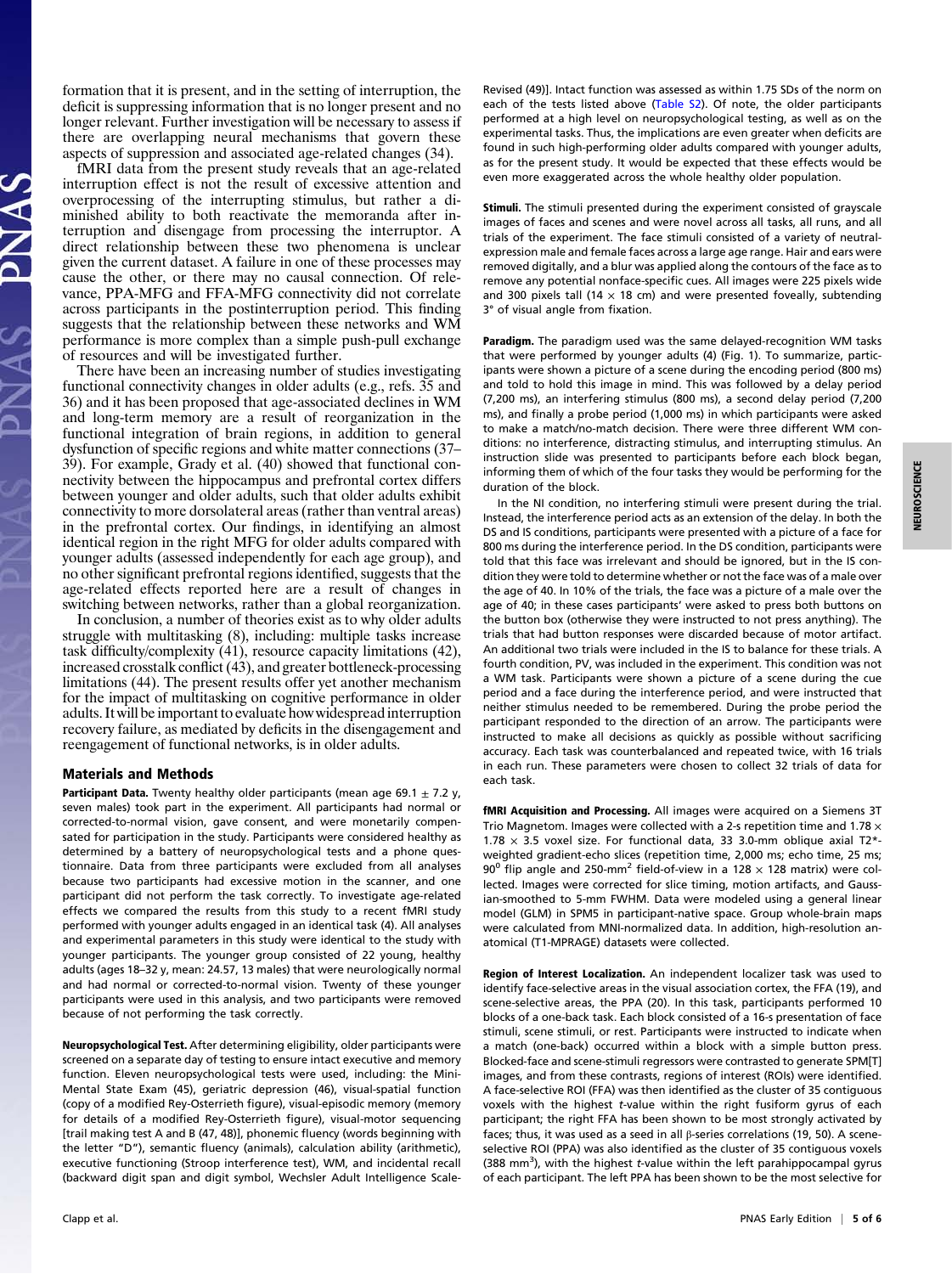formation that it is present, and in the setting of interruption, the deficit is suppressing information that is no longer present and no longer relevant. Further investigation will be necessary to assess if there are overlapping neural mechanisms that govern these aspects of suppression and associated age-related changes (34).

fMRI data from the present study reveals that an age-related interruption effect is not the result of excessive attention and overprocessing of the interrupting stimulus, but rather a diminished ability to both reactivate the memoranda after interruption and disengage from processing the interruptor. A direct relationship between these two phenomena is unclear given the current dataset. A failure in one of these processes may cause the other, or there may no causal connection. Of relevance, PPA-MFG and FFA-MFG connectivity did not correlate across participants in the postinterruption period. This finding suggests that the relationship between these networks and WM performance is more complex than a simple push-pull exchange of resources and will be investigated further.

There have been an increasing number of studies investigating functional connectivity changes in older adults (e.g., refs. 35 and 36) and it has been proposed that age-associated declines in WM and long-term memory are a result of reorganization in the functional integration of brain regions, in addition to general dysfunction of specific regions and white matter connections (37–39). For example, Grady et al. (40) showed that functional connectivity between the hippocampus and prefrontal cortex differs between younger and older adults, such that older adults exhibit connectivity to more dorsolateral areas (rather than ventral areas) in the prefrontal cortex. Our findings, in identifying an almost identical region in the right MFG for older adults compared with younger adults (assessed independently for each age group), and no other significant prefrontal regions identified, suggests that the age-related effects reported here are a result of changes in switching between networks, rather than a global reorganization.

In conclusion, a number of theories exist as to why older adults struggle with multitasking (8), including: multiple tasks increase task difficulty/complexity (41), resource capacity limitations (42), increased crosstalk conflict (43), and greater bottleneck-processing limitations (44). The present results offer yet another mechanism for the impact of multitasking on cognitive performance in older adults. It will be important to evaluate how widespread interruption recovery failure, as mediated by deficits in the disengagement and reengagement of functional networks, is in older adults.

## Materials and Methods

**Participant Data.** Twenty healthy older participants (mean age 69.1 ± 7.2 y, seven males) took part in the experiment. All participants had normal or corrected-to-normal vision, gave consent, and were monetarily compensated for participation in the study. Participants were considered healthy as determined by a battery of neuropsychological tests and a phone questionnaire. Data from three participants were excluded from all analyses because two participants had excessive motion in the scanner, and one participant did not perform the task correctly. To investigate age-related effects we compared the results from this study to a recent fMRI study performed with younger adults engaged in an identical task (4). All analyses and experimental parameters in this study were identical to the study with younger participants. The younger group consisted of 22 young, healthy adults (ages 18–32 y, mean: 24.57, 13 males) that were neurologically normal and had normal or corrected-to-normal vision. Twenty of these younger participants were used in this analysis, and two participants were removed because of not performing the task correctly.

**Neuropsychological Test.** After determining eligibility, older participants were screened on a separate day of testing to ensure intact executive and memory function. Eleven neuropsychological tests were used, including: the Mini-Mental State Exam (45), geriatric depression (46), visual-spatial function (copy of a modified Rey-Osterrieth figure), visual-episodic memory (memory for details of a modified Rey-Osterrieth figure), visual-motor sequencing [trail making test A and B (47, 48)], phonemic fluency (words beginning with the letter "D"), semantic fluency (animals), calculation ability (arithmetic), executive functioning (Stroop interference test), WM, and incidental recall (backward digit span and digit symbol, Wechsler Adult Intelligence Scale-Revised (49)]. Intact function was assessed as within 1.75 SDs of the norm on each of the tests listed above (Table S2). Of note, the older participants performed at a high level on neuropsychological testing, as well as on the experimental tasks. Thus, the implications are even greater when deficits are found in such high-performing older adults compared with younger adults, as for the present study. It would be expected that these effects would be even more exaggerated across the whole healthy older population.

**Stimuli.** The stimuli presented during the experiment consisted of grayscale images of faces and scenes and were novel across all tasks, all runs, and all trials of the experiment. The face stimuli consisted of a variety of neutral-expression male and female faces across a large age range. Hair and ears were removed digitally, and a blur was applied along the contours of the face as to remove any potential nonface-specific cues. All images were 225 pixels wide and 300 pixels tall (14 × 18 cm) and were presented foveally, subtending 3° of visual angle from fixation.

**Paradigm.** The paradigm used was the same delayed-recognition WM tasks that were performed by younger adults (4) (Fig. 1). To summarize, participants were shown a picture of a scene during the encoding period (800 ms) and told to hold this image in mind. This was followed by a delay period (7,200 ms), an interfering stimulus (800 ms), a second delay period (7,200 ms), and finally a probe period (1,000 ms) in which participants were asked to make a match/no-match decision. There were three different WM conditions: no interference, distracting stimulus, and interrupting stimulus. An instruction slide was presented to participants before each block began, informing them of which of the four tasks they would be performing for the duration of the block.

In the NI condition, no interfering stimuli were present during the trial. Instead, the interference period acts as an extension of the delay. In both the DS and IS conditions, participants were presented with a picture of a face for 800 ms during the interference period. In the DS condition, participants were told that this face was irrelevant and should be ignored, but in the IS condition they were told to determine whether or not the face was of a male over the age of 40. In 10% of the trials, the face was a picture of a male over the age of 40; in these cases participants' were asked to press both buttons on the button box (otherwise they were instructed to not press anything). The trials that had button responses were discarded because of motor artifact. An additional two trials were included in the IS to balance for these trials. A fourth condition, PV, was included in the experiment. This condition was not a WM task. Participants were shown a picture of a scene during the cue period and a face during the interference period, and were instructed that neither stimulus needed to be remembered. During the probe period the participant responded to the direction of an arrow. The participants were instructed to make all decisions as quickly as possible without sacrificing accuracy. Each task was counterbalanced and repeated twice, with 16 trials in each run. These parameters were chosen to collect 32 trials of data for each task.

**fMRI Acquisition and Processing.** All images were acquired on a Siemens 3T Trio Magnetom. Images were collected with a 2-s repetition time and 1.78 × 1.78 × 3.5 voxel size. For functional data, 33 3.0-mm oblique axial T2*-weighted gradient-echo slices (repetition time, 2,000 ms; echo time, 25 ms; 90° flip angle and 250-mm$^2$ field-of-view in a 128 × 128 matrix) were collected. Images were corrected for slice timing, motion artifacts, and Gaussian-smoothed to 5-mm FWHM. Data were modeled using a general linear model (GLM) in SPM5 in participant-native space. Group whole-brain maps were calculated from MNI-normalized data. In addition, high-resolution anatomical (T1-MPRAGE) datasets were collected.

**Region of Interest Localization.** An independent localizer task was used to identify face-selective areas in the visual association cortex, the FFA (19), and scene-selective areas, the PPA (20). In this task, participants performed 10 blocks of a one-back task. Each block consisted of a 16-s presentation of face stimuli, scene stimuli, or rest. Participants were instructed to indicate when a match (one-back) occurred within a block with a simple button press. Blocked-face and scene-stimuli regressors were contrasted to generate SPM[T] images, and from these contrasts, regions of interest (ROIs) were identified. A face-selective ROI (FFA) was then identified as the cluster of 35 contiguous voxels with the highest *t*-value within the right fusiform gyrus of each participant; the right FFA has been shown to be most strongly activated by faces; thus, it was used as a seed in all β-series correlations (19, 50). A scene-selective ROI (PPA) was also identified as the cluster of 35 contiguous voxels (388 mm$^3$), with the highest *t*-value within the left parahippocampal gyrus of each participant. The left PPA has been shown to be the most selective for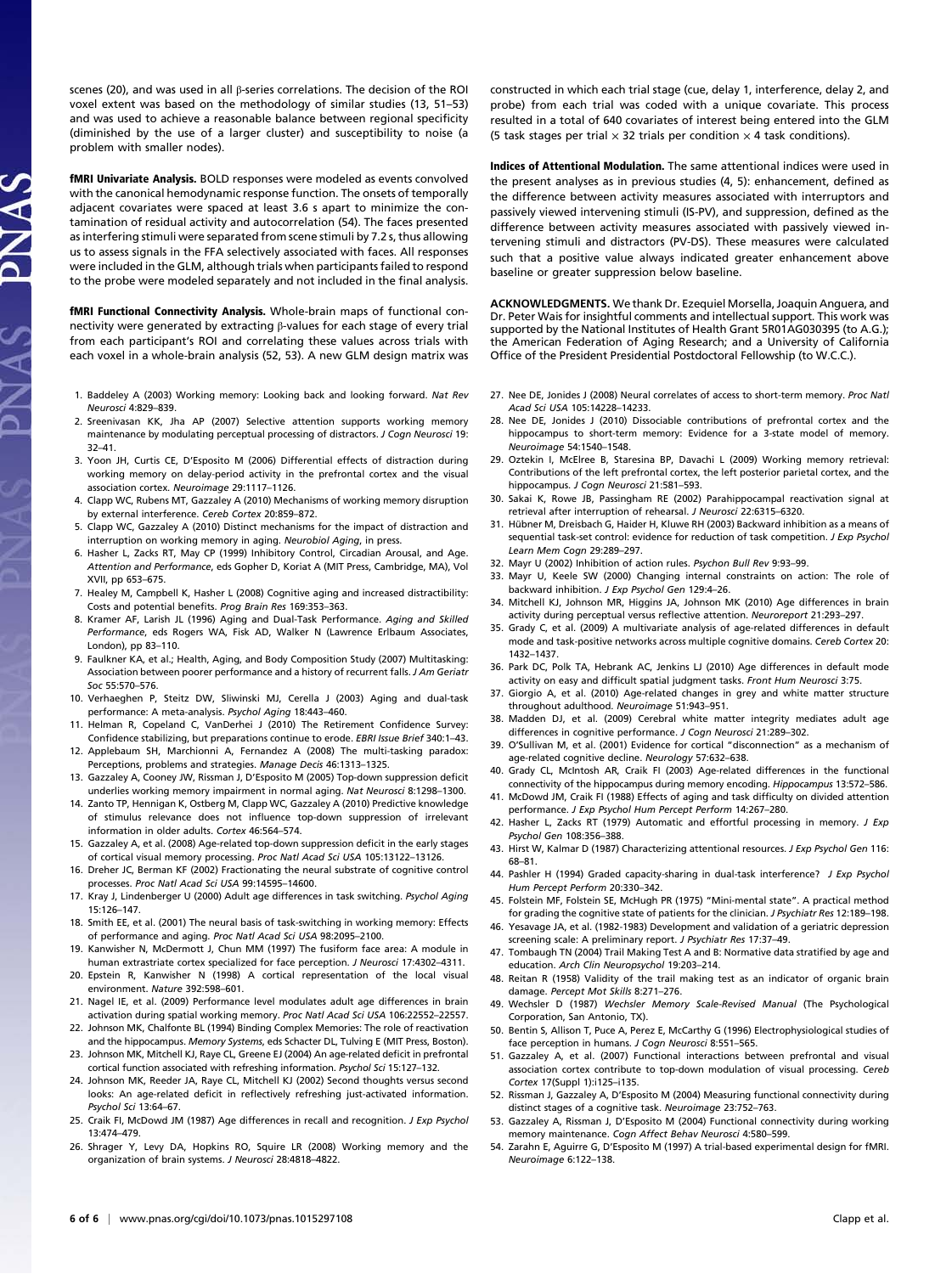scenes (20), and was used in all β-series correlations. The decision of the ROI voxel extent was based on the methodology of similar studies (13, 51–53) and was used to achieve a reasonable balance between regional specificity (diminished by the use of a larger cluster) and susceptibility to noise (a problem with smaller nodes).

**fMRI Univariate Analysis.** BOLD responses were modeled as events convolved with the canonical hemodynamic response function. The onsets of temporally adjacent covariates were spaced at least 3.6 s apart to minimize the contamination of residual activity and autocorrelation (54). The faces presented as interfering stimuli were separated from scene stimuli by 7.2 s, thus allowing us to assess signals in the FFA selectively associated with faces. All responses were included in the GLM, although trials when participants failed to respond to the probe were modeled separately and not included in the final analysis.

**fMRI Functional Connectivity Analysis.** Whole-brain maps of functional connectivity were generated by extracting β-values for each stage of every trial from each participant's ROI and correlating these values across trials with each voxel in a whole-brain analysis (52, 53). A new GLM design matrix was constructed in which each trial stage (cue, delay 1, interference, delay 2, and probe) from each trial was coded with a unique covariate. This process resulted in a total of 640 covariates of interest being entered into the GLM (5 task stages per trial × 32 trials per condition × 4 task conditions).

**Indices of Attentional Modulation.** The same attentional indices were used in the present analyses as in previous studies (4, 5): enhancement, defined as the difference between activity measures associated with interruptors and passively viewed intervening stimuli (IS-PV), and suppression, defined as the difference between activity measures associated with passively viewed intervening stimuli and distractors (PV-DS). These measures were calculated such that a positive value always indicated greater enhancement above baseline or greater suppression below baseline.

**ACKNOWLEDGMENTS.** We thank Dr. Ezequiel Morsella, Joaquin Anguera, and Dr. Peter Wais for insightful comments and intellectual support. This work was supported by the National Institutes of Health Grant 5R01AG030395 (to A.G.); the American Federation of Aging Research; and a University of California Office of the President Presidential Postdoctoral Fellowship (to W.C.C.).

1. Baddeley A (2003) Working memory: Looking back and looking forward. *Nat Rev Neurosci* 4:829–839.
2. Sreenivasan KK, Jha AP (2007) Selective attention supports working memory maintenance by modulating perceptual processing of distractors. *J Cogn Neurosci* 19: 32–41.
3. Yoon JH, Curtis CE, D'Esposito M (2006) Differential effects of distraction during working memory on delay-period activity in the prefrontal cortex and the visual association cortex. *Neuroimage* 29:1117–1126.
4. Clapp WC, Rubens MT, Gazzaley A (2010) Mechanisms of working memory disruption by external interference. *Cereb Cortex* 20:859–872.
5. Clapp WC, Gazzaley A (2010) Distinct mechanisms for the impact of distraction and interruption on working memory in aging. *Neurobiol Aging*, in press.
6. Hasher L, Zacks RT, May CP (1999) Inhibitory Control, Circadian Arousal, and Age. *Attention and Performance*, eds Gopher D, Koriat A (MIT Press, Cambridge, MA), Vol XVII, pp 653–675.
7. Healey M, Campbell K, Hasher L (2008) Cognitive aging and increased distractibility: Costs and potential benefits. *Prog Brain Res* 169:353–363.
8. Kramer AF, Larish JL (1996) Aging and Dual-Task Performance. *Aging and Skilled Performance*, eds Rogers WA, Fisk AD, Walker N (Lawrence Erlbaum Associates, London), pp 83–110.
9. Faulkner KA, et al.; Health, Aging, and Body Composition Study (2007) Multitasking: Association between poorer performance and a history of recurrent falls. *J Am Geriatr Soc* 55:570–576.
10. Verhaeghen P, Steitz DW, Sliwinski MJ, Cerella J (2003) Aging and dual-task performance: A meta-analysis. *Psychol Aging* 18:443–460.
11. Helman R, Copeland C, VanDerhei J (2010) The Retirement Confidence Survey: Confidence stabilizing, but preparations continue to erode. *EBRI Issue Brief* 340:1–43.
12. Applebaum SH, Marchionni A, Fernandez A (2008) The multi-tasking paradox: Perceptions, problems and strategies. *Manage Decis* 46:1313–1325.
13. Gazzaley A, Cooney JW, Rissman J, D'Esposito M (2005) Top-down suppression deficit underlies working memory impairment in normal aging. *Nat Neurosci* 8:1298–1300.
14. Zanto TP, Hennigan K, Ostberg M, Clapp WC, Gazzaley A (2010) Predictive knowledge of stimulus relevance does not influence top-down suppression of irrelevant information in older adults. *Cortex* 46:564–574.
15. Gazzaley A, et al. (2008) Age-related top-down suppression deficit in the early stages of cortical visual memory processing. *Proc Natl Acad Sci USA* 105:13122–13126.
16. Dreher JC, Berman KF (2002) Fractionating the neural substrate of cognitive control processes. *Proc Natl Acad Sci USA* 99:14595–14600.
17. Kray J, Lindenberger U (2000) Adult age differences in task switching. *Psychol Aging* 15:126–147.
18. Smith EE, et al. (2001) The neural basis of task-switching in working memory: Effects of performance and aging. *Proc Natl Acad Sci USA* 98:2095–2100.
19. Kanwisher N, McDermott J, Chun MM (1997) The fusiform face area: A module in human extrastriate cortex specialized for face perception. *J Neurosci* 17:4302–4311.
20. Epstein R, Kanwisher N (1998) A cortical representation of the local visual environment. *Nature* 392:598–601.
21. Nagel IE, et al. (2009) Performance level modulates adult age differences in brain activation during spatial working memory. *Proc Natl Acad Sci USA* 106:22552–22557.
22. Johnson MK, Chalfonte BL (1994) Binding Complex Memories: The role of reactivation and the hippocampus. *Memory Systems*, eds Schacter DL, Tulving E (MIT Press, Boston).
23. Johnson MK, Mitchell KJ, Raye CL, Greene EJ (2004) An age-related deficit in prefrontal cortical function associated with refreshing information. *Psychol Sci* 15:127–132.
24. Johnson MK, Reeder JA, Raye CL, Mitchell KJ (2002) Second thoughts versus second looks: An age-related deficit in reflectively refreshing just-activated information. *Psychol Sci* 13:64–67.
25. Craik FI, McDowd JM (1987) Age differences in recall and recognition. *J Exp Psychol* 13:474–479.
26. Shrager Y, Levy DA, Hopkins RO, Squire LR (2008) Working memory and the organization of brain systems. *J Neurosci* 28:4818–4822.
27. Nee DE, Jonides J (2008) Neural correlates of access to short-term memory. *Proc Natl Acad Sci USA* 105:14228–14233.
28. Nee DE, Jonides J (2010) Dissociable contributions of prefrontal cortex and the hippocampus to short-term memory: Evidence for a 3-state model of memory. *Neuroimage* 54:1540–1548.
29. Oztekin I, McElree B, Staresina BP, Davachi L (2009) Working memory retrieval: Contributions of the left prefrontal cortex, the left posterior parietal cortex, and the hippocampus. *J Cogn Neurosci* 21:581–593.
30. Sakai K, Rowe JB, Passingham RE (2002) Parahippocampal reactivation signal at retrieval after interruption of rehearsal. *J Neurosci* 22:6315–6320.
31. Hübner M, Dreisbach G, Haider H, Kluwe RH (2003) Backward inhibition as a means of sequential task-set control: evidence for reduction of task competition. *J Exp Psychol Learn Mem Cogn* 29:289–297.
32. Mayr U (2002) Inhibition of action rules. *Psychon Bull Rev* 9:93–99.
33. Mayr U, Keele SW (2000) Changing internal constraints on action: The role of backward inhibition. *J Exp Psychol Gen* 129:4–26.
34. Mitchell KJ, Johnson MR, Higgins JA, Johnson MK (2010) Age differences in brain activity during perceptual versus reflective attention. *Neuroreport* 21:293–297.
35. Grady C, et al. (2009) A multivariate analysis of age-related differences in default mode and task-positive networks across multiple cognitive domains. *Cereb Cortex* 20: 1432–1437.
36. Park DC, Polk TA, Hebrank AC, Jenkins LJ (2010) Age differences in default mode activity on easy and difficult spatial judgment tasks. *Front Hum Neurosci* 3:75.
37. Giorgio A, et al. (2010) Age-related changes in grey and white matter structure throughout adulthood. *Neuroimage* 51:943–951.
38. Madden DJ, et al. (2009) Cerebral white matter integrity mediates adult age differences in cognitive performance. *J Cogn Neurosci* 21:289–302.
39. O'Sullivan M, et al. (2001) Evidence for cortical "disconnection" as a mechanism of age-related cognitive decline. *Neurology* 57:632–638.
40. Grady CL, McIntosh AR, Craik FI (2003) Age-related differences in the functional connectivity of the hippocampus during memory encoding. *Hippocampus* 13:572–586.
41. McDowd JM, Craik FI (1988) Effects of aging and task difficulty on divided attention performance. *J Exp Psychol Hum Percept Perform* 14:267–280.
42. Hasher L, Zacks RT (1979) Automatic and effortful processing in memory. *J Exp Psychol Gen* 108:356–388.
43. Hirst W, Kalmar D (1987) Characterizing attentional resources. *J Exp Psychol Gen* 116: 68–81.
44. Pashler H (1994) Graded capacity-sharing in dual-task interference? *J Exp Psychol Hum Percept Perform* 20:330–342.
45. Folstein MF, Folstein SE, McHugh PR (1975) "Mini-mental state". A practical method for grading the cognitive state of patients for the clinician. *J Psychiatr Res* 12:189–198.
46. Yesavage JA, et al. (1982-1983) Development and validation of a geriatric depression screening scale: A preliminary report. *J Psychiatr Res* 17:37–49.
47. Tombaugh TN (2004) Trail Making Test A and B: Normative data stratified by age and education. *Arch Clin Neuropsychol* 19:203–214.
48. Reitan R (1958) Validity of the trail making test as an indicator of organic brain damage. *Percept Mot Skills* 8:271–276.
49. Wechsler D (1987) *Wechsler Memory Scale-Revised Manual* (The Psychological Corporation, San Antonio, TX).
50. Bentin S, Allison T, Puce A, Perez E, McCarthy G (1996) Electrophysiological studies of face perception in humans. *J Cogn Neurosci* 8:551–565.
51. Gazzaley A, et al. (2007) Functional interactions between prefrontal and visual association cortex contribute to top-down modulation of visual processing. *Cereb Cortex* 17(Suppl 1):i125–i135.
52. Rissman J, Gazzaley A, D'Esposito M (2004) Measuring functional connectivity during distinct stages of a cognitive task. *Neuroimage* 23:752–763.
53. Gazzaley A, Rissman J, D'Esposito M (2004) Functional connectivity during working memory maintenance. *Cogn Affect Behav Neurosci* 4:580–599.
54. Zarahn E, Aguirre G, D'Esposito M (1997) A trial-based experimental design for fMRI. *Neuroimage* 6:122–138.